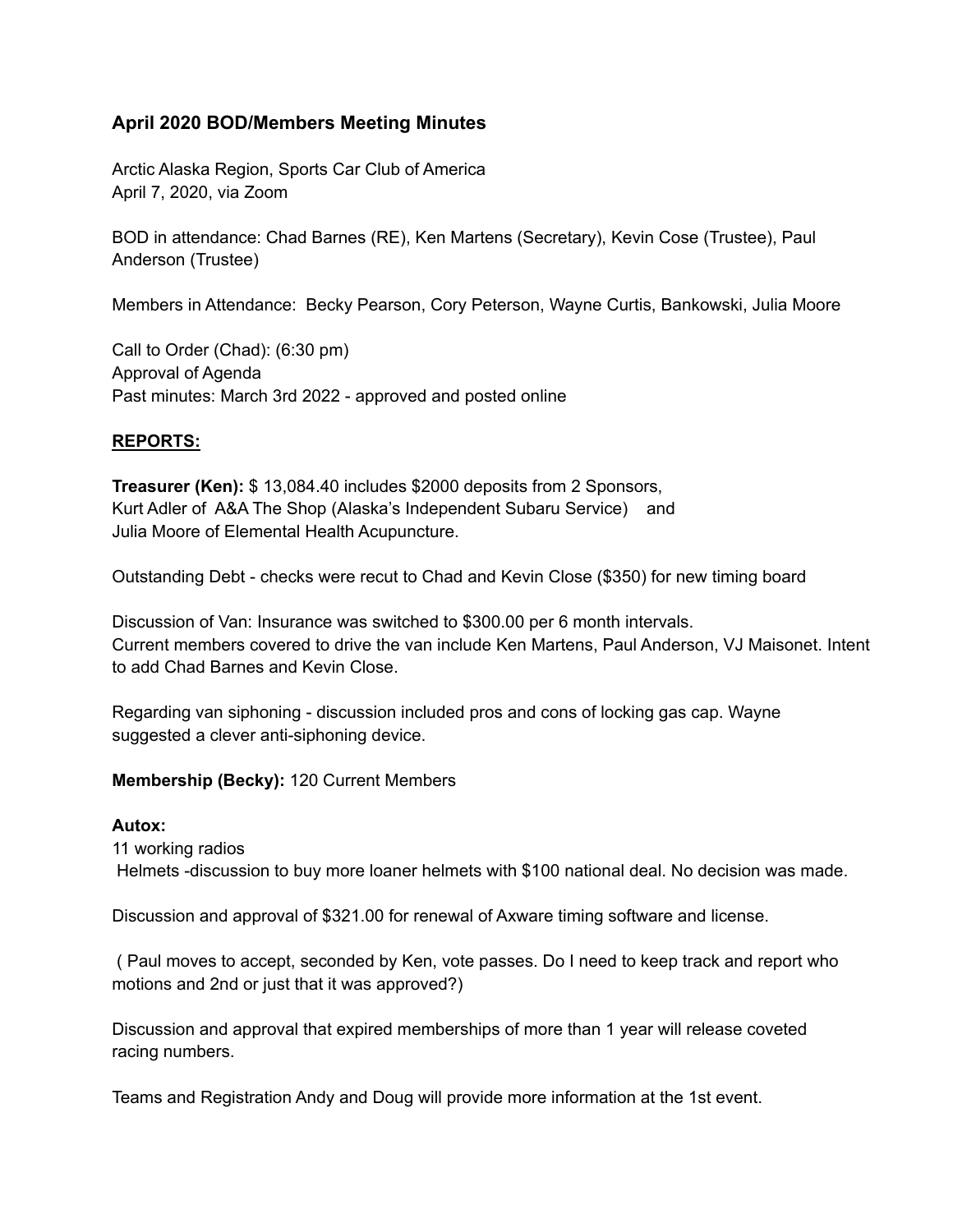### April 2020 BOD/Members Meeting Minutes

Arctic Alaska Region, Sports Car Club of America
April 7, 2020, via Zoom

BOD in attendance: Chad Barnes (RE), Ken Martens (Secretary), Kevin Cose (Trustee), Paul Anderson (Trustee)

Members in Attendance: Becky Pearson, Cory Peterson, Wayne Curtis, Bankowski, Julia Moore

Call to Order (Chad): (6:30 pm)
Approval of Agenda
Past minutes: March 3rd 2022 - approved and posted online

**REPORTS:**

**Treasurer (Ken):** $ 13,084.40 includes $2000 deposits from 2 Sponsors,
Kurt Adler of A&A The Shop (Alaska's Independent Subaru Service) and
Julia Moore of Elemental Health Acupuncture.

Outstanding Debt - checks were recut to Chad and Kevin Close ($350) for new timing board

Discussion of Van: Insurance was switched to $300.00 per 6 month intervals.
Current members covered to drive the van include Ken Martens, Paul Anderson, VJ Maisonet. Intent to add Chad Barnes and Kevin Close.

Regarding van siphoning - discussion included pros and cons of locking gas cap. Wayne suggested a clever anti-siphoning device.

**Membership (Becky):** 120 Current Members

**Autox:**
11 working radios
Helmets -discussion to buy more loaner helmets with $100 national deal. No decision was made.

Discussion and approval of $321.00 for renewal of Axware timing software and license.

( Paul moves to accept, seconded by Ken, vote passes. Do I need to keep track and report who motions and 2nd or just that it was approved?)

Discussion and approval that expired memberships of more than 1 year will release coveted racing numbers.

Teams and Registration Andy and Doug will provide more information at the 1st event.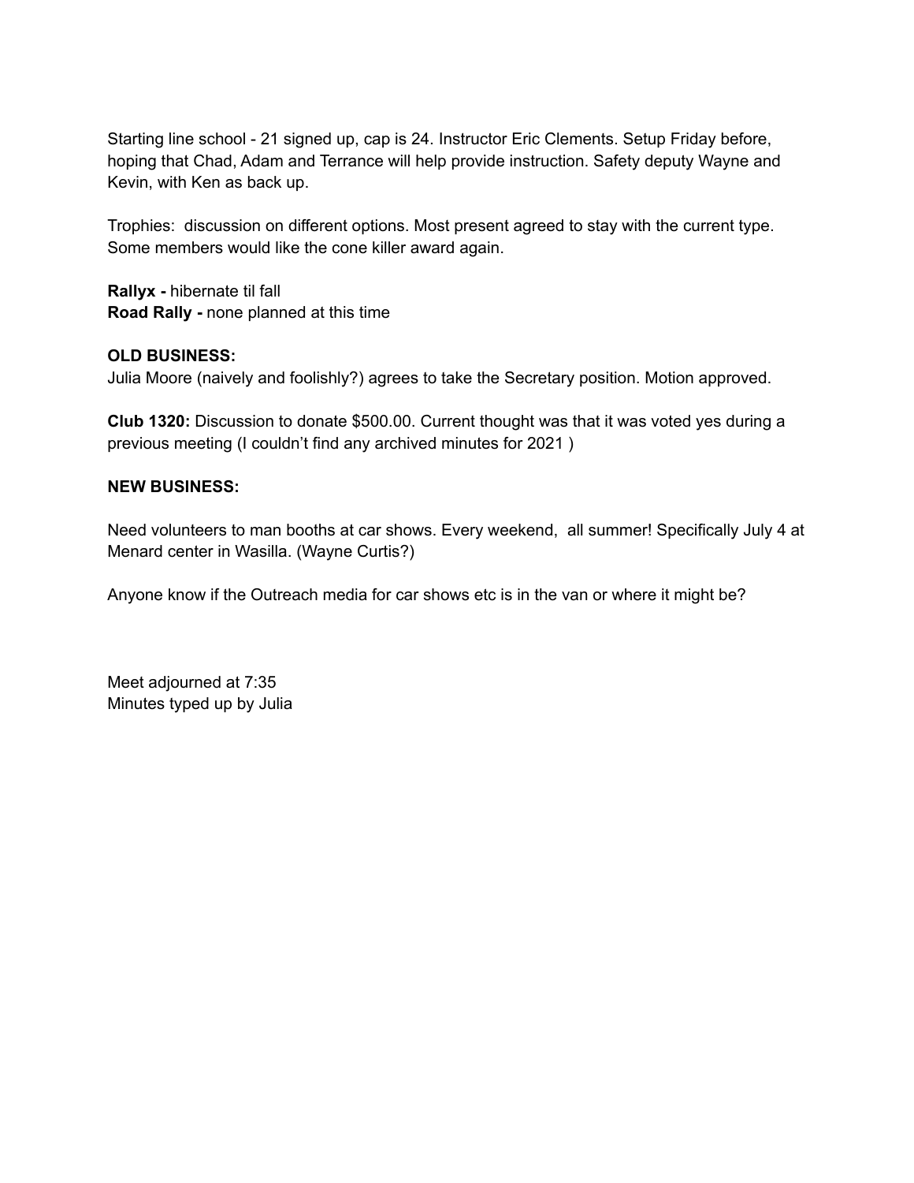Starting line school - 21 signed up, cap is 24. Instructor Eric Clements. Setup Friday before, hoping that Chad, Adam and Terrance will help provide instruction. Safety deputy Wayne and Kevin, with Ken as back up.

Trophies: discussion on different options. Most present agreed to stay with the current type. Some members would like the cone killer award again.

**Rallyx -** hibernate til fall
**Road Rally -** none planned at this time

**OLD BUSINESS:**
Julia Moore (naively and foolishly?) agrees to take the Secretary position. Motion approved.

**Club 1320:** Discussion to donate $500.00. Current thought was that it was voted yes during a previous meeting (I couldn't find any archived minutes for 2021 )

**NEW BUSINESS:**

Need volunteers to man booths at car shows. Every weekend, all summer! Specifically July 4 at Menard center in Wasilla. (Wayne Curtis?)

Anyone know if the Outreach media for car shows etc is in the van or where it might be?

Meet adjourned at 7:35
Minutes typed up by Julia